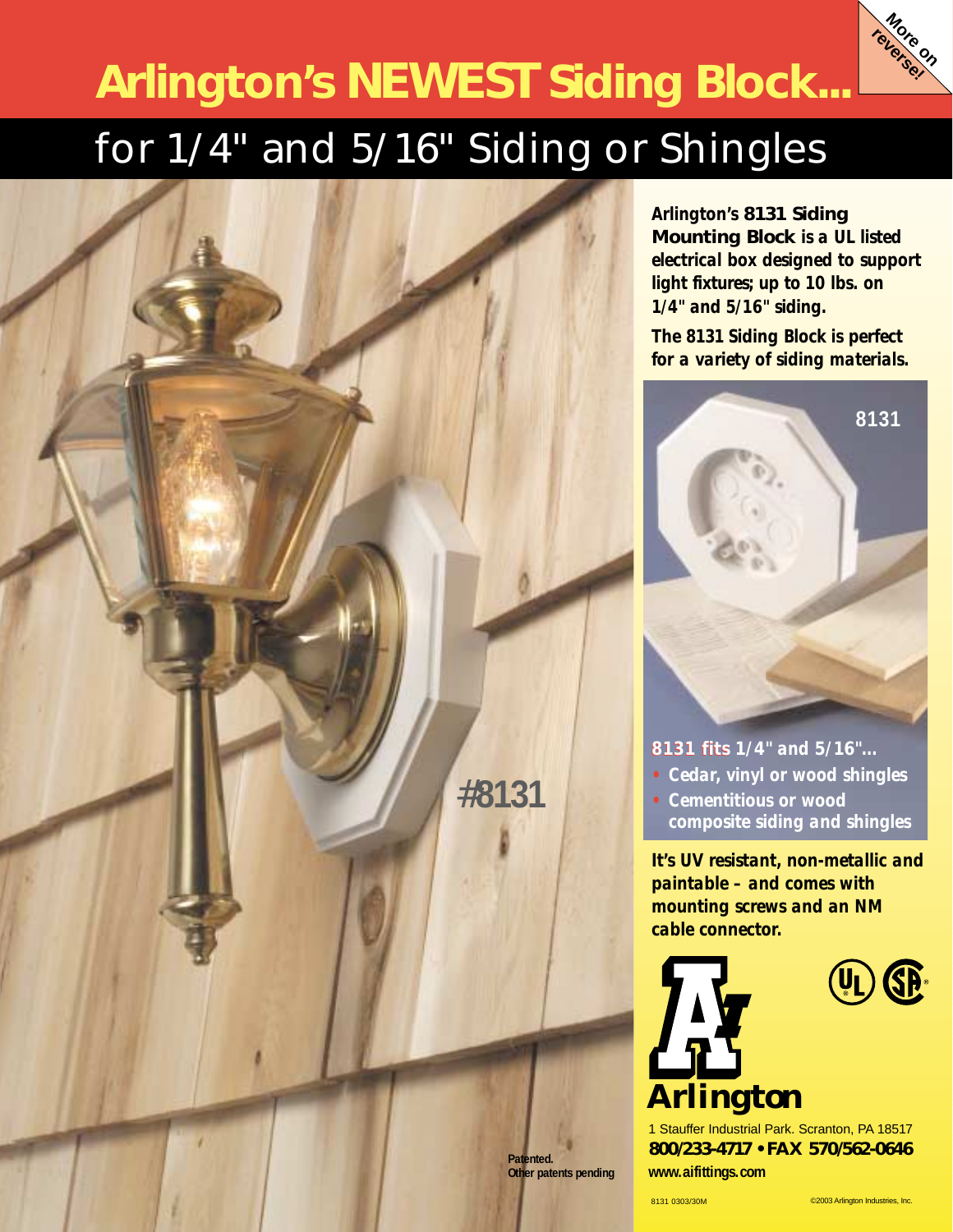More on reverse!

# Arlington's NEWEST Siding Block...

## for 1/4" and 5/16" Siding or Shingles

#8131

Patented.
Other patents pending

***Arlington's* 8131 Siding Mounting Block *is a UL listed electrical box designed to support light fixtures; up to 10 lbs. on 1/4" and 5/16" siding.***

***The 8131 Siding Block is perfect for a variety of siding materials.***

8131

**8131 fits 1/4" and 5/16"...**

- **Cedar, vinyl or wood shingles**
- **Cementitious or wood composite siding and shingles**

***It's UV resistant, non-metallic and paintable – and comes with mounting screws and an NM cable connector.***

**Arlington**

1 Stauffer Industrial Park. Scranton, PA 18517
**800/233-4717 • FAX 570/562-0646**
**www.aifittings.com**

8131 0303/30M ©2003 Arlington Industries, Inc.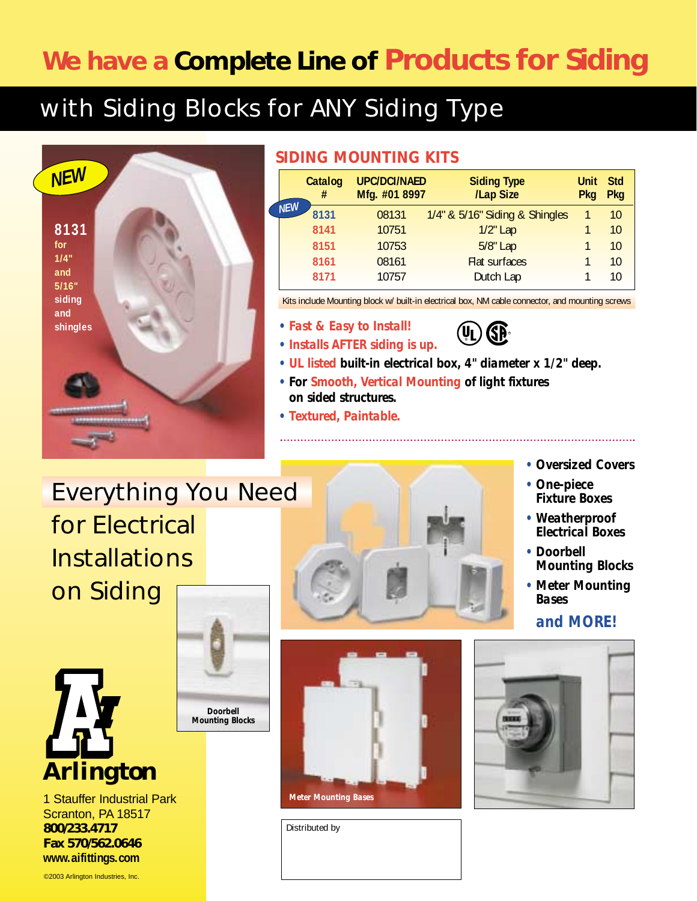# We have a Complete Line of Products for Siding

## with Siding Blocks for ANY Siding Type

NEW

**8131** for 1/4" and 5/16" siding and shingles

### SIDING MOUNTING KITS

| Catalog # | UPC/DCI/NAED Mfg. #01 8997 | Siding Type /Lap Size | Unit Pkg | Std Pkg |
|---|---|---|---|---|
| NEW 8131 | 08131 | 1/4" & 5/16" Siding & Shingles | 1 | 10 |
| 8141 | 10751 | 1/2" Lap | 1 | 10 |
| 8151 | 10753 | 5/8" Lap | 1 | 10 |
| 8161 | 08161 | Flat surfaces | 1 | 10 |
| 8171 | 10757 | Dutch Lap | 1 | 10 |

Kits include Mounting block w/ built-in electrical box, NM cable connector, and mounting screws

- **Fast & Easy to Install!**
- **Installs AFTER siding is up.**
- **UL listed built-in electrical box, 4" diameter x 1/2" deep.**
- **For Smooth, Vertical Mounting of light fixtures on sided structures.**
- **Textured, Paintable.**

## Everything You Need for Electrical Installations on Siding

- **Oversized Covers**
- **One-piece Fixture Boxes**
- **Weatherproof Electrical Boxes**
- **Doorbell Mounting Blocks**
- **Meter Mounting Bases**

**and MORE!**

Doorbell Mounting Blocks

Meter Mounting Bases

**Arlington**

1 Stauffer Industrial Park
Scranton, PA 18517
**800/233.4717**
**Fax 570/562.0646**
**www.aifittings.com**

©2003 Arlington Industries, Inc.

Distributed by